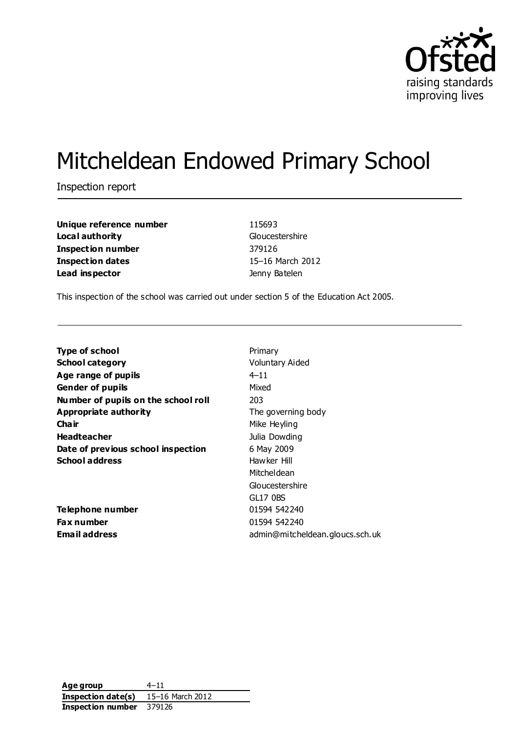# Mitcheldean Endowed Primary School

Inspection report

| | |
|---|---|
| **Unique reference number** | 115693 |
| **Local authority** | Gloucestershire |
| **Inspection number** | 379126 |
| **Inspection dates** | 15–16 March 2012 |
| **Lead inspector** | Jenny Batelen |

This inspection of the school was carried out under section 5 of the Education Act 2005.

| | |
|---|---|
| **Type of school** | Primary |
| **School category** | Voluntary Aided |
| **Age range of pupils** | 4–11 |
| **Gender of pupils** | Mixed |
| **Number of pupils on the school roll** | 203 |
| **Appropriate authority** | The governing body |
| **Chair** | Mike Heyling |
| **Headteacher** | Julia Dowding |
| **Date of previous school inspection** | 6 May 2009 |
| **School address** | Hawker Hill<br>Mitcheldean<br>Gloucestershire<br>GL17 0BS |
| **Telephone number** | 01594 542240 |
| **Fax number** | 01594 542240 |
| **Email address** | admin@mitcheldean.gloucs.sch.uk |

| | |
|---|---|
| **Age group** | 4–11 |
| **Inspection date(s)** | 15–16 March 2012 |
| **Inspection number** | 379126 |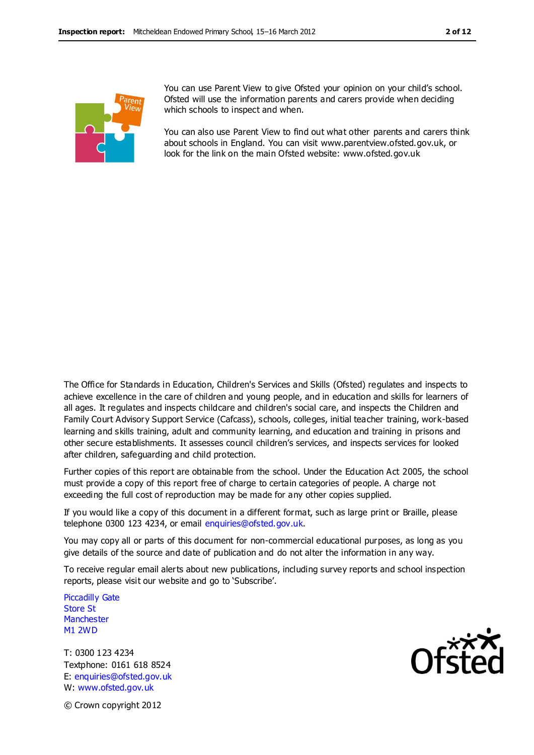You can use Parent View to give Ofsted your opinion on your child's school. Ofsted will use the information parents and carers provide when deciding which schools to inspect and when.

You can also use Parent View to find out what other parents and carers think about schools in England. You can visit www.parentview.ofsted.gov.uk, or look for the link on the main Ofsted website: www.ofsted.gov.uk

The Office for Standards in Education, Children's Services and Skills (Ofsted) regulates and inspects to achieve excellence in the care of children and young people, and in education and skills for learners of all ages. It regulates and inspects childcare and children's social care, and inspects the Children and Family Court Advisory Support Service (Cafcass), schools, colleges, initial teacher training, work-based learning and skills training, adult and community learning, and education and training in prisons and other secure establishments. It assesses council children's services, and inspects services for looked after children, safeguarding and child protection.

Further copies of this report are obtainable from the school. Under the Education Act 2005, the school must provide a copy of this report free of charge to certain categories of people. A charge not exceeding the full cost of reproduction may be made for any other copies supplied.

If you would like a copy of this document in a different format, such as large print or Braille, please telephone 0300 123 4234, or email enquiries@ofsted.gov.uk.

You may copy all or parts of this document for non-commercial educational purposes, as long as you give details of the source and date of publication and do not alter the information in any way.

To receive regular email alerts about new publications, including survey reports and school inspection reports, please visit our website and go to 'Subscribe'.

Piccadilly Gate
Store St
Manchester
M1 2WD

T: 0300 123 4234
Textphone: 0161 618 8524
E: enquiries@ofsted.gov.uk
W: www.ofsted.gov.uk

© Crown copyright 2012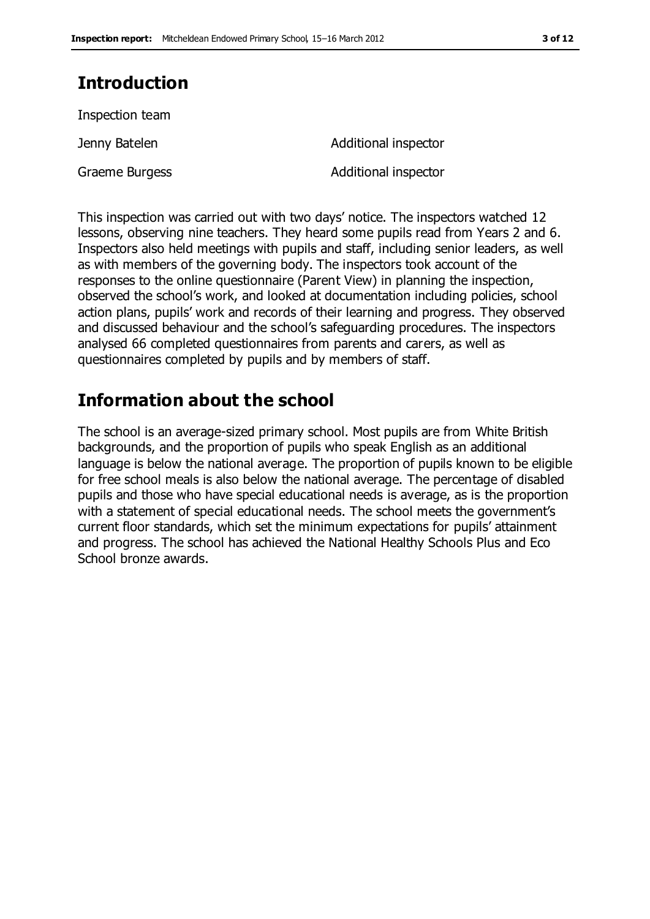## Introduction

Inspection team

| | |
|---|---|
| Jenny Batelen | Additional inspector |
| Graeme Burgess | Additional inspector |

This inspection was carried out with two days' notice. The inspectors watched 12 lessons, observing nine teachers. They heard some pupils read from Years 2 and 6. Inspectors also held meetings with pupils and staff, including senior leaders, as well as with members of the governing body. The inspectors took account of the responses to the online questionnaire (Parent View) in planning the inspection, observed the school's work, and looked at documentation including policies, school action plans, pupils' work and records of their learning and progress. They observed and discussed behaviour and the school's safeguarding procedures. The inspectors analysed 66 completed questionnaires from parents and carers, as well as questionnaires completed by pupils and by members of staff.

## Information about the school

The school is an average-sized primary school. Most pupils are from White British backgrounds, and the proportion of pupils who speak English as an additional language is below the national average. The proportion of pupils known to be eligible for free school meals is also below the national average. The percentage of disabled pupils and those who have special educational needs is average, as is the proportion with a statement of special educational needs. The school meets the government's current floor standards, which set the minimum expectations for pupils' attainment and progress. The school has achieved the National Healthy Schools Plus and Eco School bronze awards.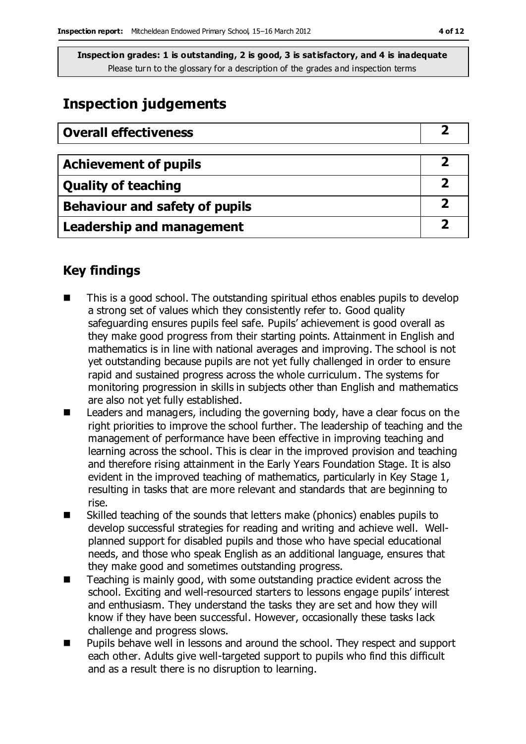**Inspection grades: 1 is outstanding, 2 is good, 3 is satisfactory, and 4 is inadequate**
Please turn to the glossary for a description of the grades and inspection terms

## Inspection judgements

| **Overall effectiveness** | **2** |
|---|---|

| **Achievement of pupils** | **2** |
|---|---|
| **Quality of teaching** | **2** |
| **Behaviour and safety of pupils** | **2** |
| **Leadership and management** | **2** |

### Key findings

- This is a good school. The outstanding spiritual ethos enables pupils to develop a strong set of values which they consistently refer to. Good quality safeguarding ensures pupils feel safe. Pupils' achievement is good overall as they make good progress from their starting points. Attainment in English and mathematics is in line with national averages and improving. The school is not yet outstanding because pupils are not yet fully challenged in order to ensure rapid and sustained progress across the whole curriculum. The systems for monitoring progression in skills in subjects other than English and mathematics are also not yet fully established.
- Leaders and managers, including the governing body, have a clear focus on the right priorities to improve the school further. The leadership of teaching and the management of performance have been effective in improving teaching and learning across the school. This is clear in the improved provision and teaching and therefore rising attainment in the Early Years Foundation Stage. It is also evident in the improved teaching of mathematics, particularly in Key Stage 1, resulting in tasks that are more relevant and standards that are beginning to rise.
- Skilled teaching of the sounds that letters make (phonics) enables pupils to develop successful strategies for reading and writing and achieve well. Well-planned support for disabled pupils and those who have special educational needs, and those who speak English as an additional language, ensures that they make good and sometimes outstanding progress.
- Teaching is mainly good, with some outstanding practice evident across the school. Exciting and well-resourced starters to lessons engage pupils' interest and enthusiasm. They understand the tasks they are set and how they will know if they have been successful. However, occasionally these tasks lack challenge and progress slows.
- Pupils behave well in lessons and around the school. They respect and support each other. Adults give well-targeted support to pupils who find this difficult and as a result there is no disruption to learning.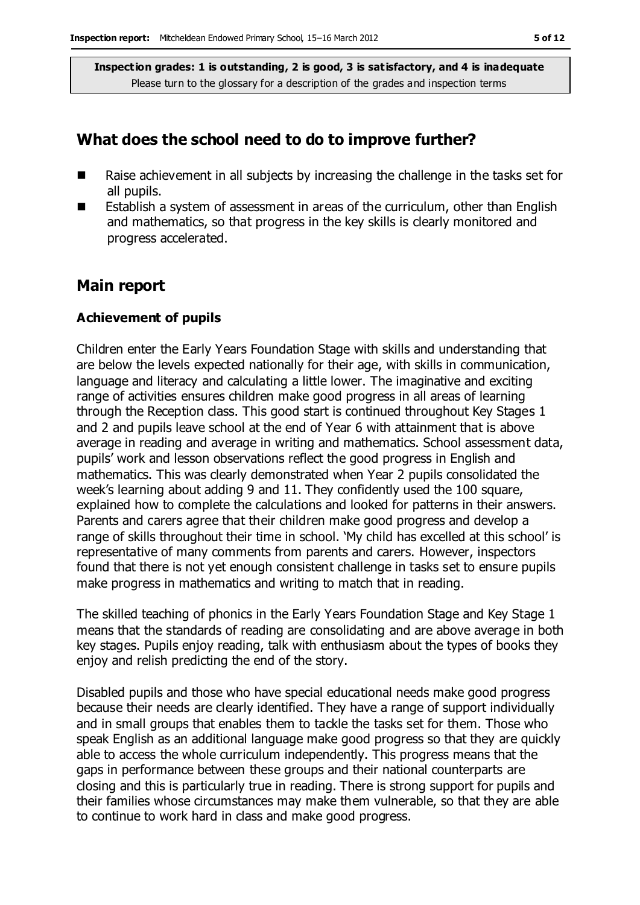**Inspection grades: 1 is outstanding, 2 is good, 3 is satisfactory, and 4 is inadequate**
Please turn to the glossary for a description of the grades and inspection terms

## What does the school need to do to improve further?

- Raise achievement in all subjects by increasing the challenge in the tasks set for all pupils.
- Establish a system of assessment in areas of the curriculum, other than English and mathematics, so that progress in the key skills is clearly monitored and progress accelerated.

## Main report

### Achievement of pupils

Children enter the Early Years Foundation Stage with skills and understanding that are below the levels expected nationally for their age, with skills in communication, language and literacy and calculating a little lower. The imaginative and exciting range of activities ensures children make good progress in all areas of learning through the Reception class. This good start is continued throughout Key Stages 1 and 2 and pupils leave school at the end of Year 6 with attainment that is above average in reading and average in writing and mathematics. School assessment data, pupils' work and lesson observations reflect the good progress in English and mathematics. This was clearly demonstrated when Year 2 pupils consolidated the week's learning about adding 9 and 11. They confidently used the 100 square, explained how to complete the calculations and looked for patterns in their answers. Parents and carers agree that their children make good progress and develop a range of skills throughout their time in school. 'My child has excelled at this school' is representative of many comments from parents and carers. However, inspectors found that there is not yet enough consistent challenge in tasks set to ensure pupils make progress in mathematics and writing to match that in reading.

The skilled teaching of phonics in the Early Years Foundation Stage and Key Stage 1 means that the standards of reading are consolidating and are above average in both key stages. Pupils enjoy reading, talk with enthusiasm about the types of books they enjoy and relish predicting the end of the story.

Disabled pupils and those who have special educational needs make good progress because their needs are clearly identified. They have a range of support individually and in small groups that enables them to tackle the tasks set for them. Those who speak English as an additional language make good progress so that they are quickly able to access the whole curriculum independently. This progress means that the gaps in performance between these groups and their national counterparts are closing and this is particularly true in reading. There is strong support for pupils and their families whose circumstances may make them vulnerable, so that they are able to continue to work hard in class and make good progress.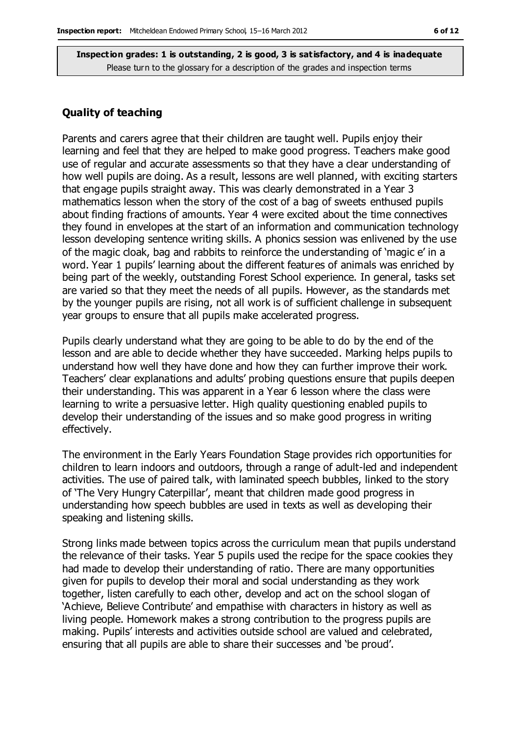**Inspection grades: 1 is outstanding, 2 is good, 3 is satisfactory, and 4 is inadequate**
Please turn to the glossary for a description of the grades and inspection terms

### Quality of teaching

Parents and carers agree that their children are taught well. Pupils enjoy their learning and feel that they are helped to make good progress. Teachers make good use of regular and accurate assessments so that they have a clear understanding of how well pupils are doing. As a result, lessons are well planned, with exciting starters that engage pupils straight away. This was clearly demonstrated in a Year 3 mathematics lesson when the story of the cost of a bag of sweets enthused pupils about finding fractions of amounts. Year 4 were excited about the time connectives they found in envelopes at the start of an information and communication technology lesson developing sentence writing skills. A phonics session was enlivened by the use of the magic cloak, bag and rabbits to reinforce the understanding of 'magic e' in a word. Year 1 pupils' learning about the different features of animals was enriched by being part of the weekly, outstanding Forest School experience. In general, tasks set are varied so that they meet the needs of all pupils. However, as the standards met by the younger pupils are rising, not all work is of sufficient challenge in subsequent year groups to ensure that all pupils make accelerated progress.

Pupils clearly understand what they are going to be able to do by the end of the lesson and are able to decide whether they have succeeded. Marking helps pupils to understand how well they have done and how they can further improve their work. Teachers' clear explanations and adults' probing questions ensure that pupils deepen their understanding. This was apparent in a Year 6 lesson where the class were learning to write a persuasive letter. High quality questioning enabled pupils to develop their understanding of the issues and so make good progress in writing effectively.

The environment in the Early Years Foundation Stage provides rich opportunities for children to learn indoors and outdoors, through a range of adult-led and independent activities. The use of paired talk, with laminated speech bubbles, linked to the story of 'The Very Hungry Caterpillar', meant that children made good progress in understanding how speech bubbles are used in texts as well as developing their speaking and listening skills.

Strong links made between topics across the curriculum mean that pupils understand the relevance of their tasks. Year 5 pupils used the recipe for the space cookies they had made to develop their understanding of ratio. There are many opportunities given for pupils to develop their moral and social understanding as they work together, listen carefully to each other, develop and act on the school slogan of 'Achieve, Believe Contribute' and empathise with characters in history as well as living people. Homework makes a strong contribution to the progress pupils are making. Pupils' interests and activities outside school are valued and celebrated, ensuring that all pupils are able to share their successes and 'be proud'.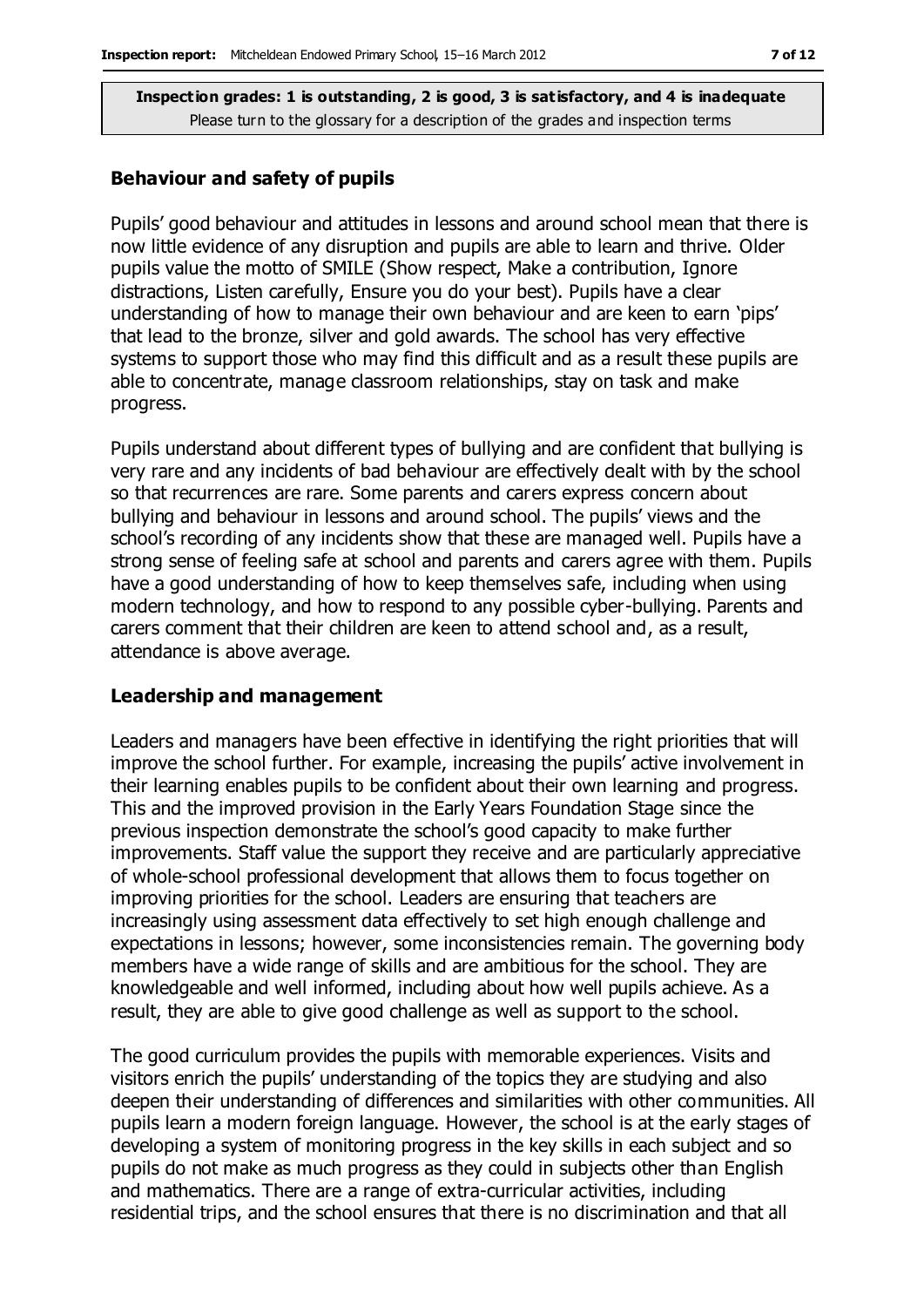**Inspection grades: 1 is outstanding, 2 is good, 3 is satisfactory, and 4 is inadequate**
Please turn to the glossary for a description of the grades and inspection terms

### Behaviour and safety of pupils

Pupils' good behaviour and attitudes in lessons and around school mean that there is now little evidence of any disruption and pupils are able to learn and thrive. Older pupils value the motto of SMILE (Show respect, Make a contribution, Ignore distractions, Listen carefully, Ensure you do your best). Pupils have a clear understanding of how to manage their own behaviour and are keen to earn 'pips' that lead to the bronze, silver and gold awards. The school has very effective systems to support those who may find this difficult and as a result these pupils are able to concentrate, manage classroom relationships, stay on task and make progress.

Pupils understand about different types of bullying and are confident that bullying is very rare and any incidents of bad behaviour are effectively dealt with by the school so that recurrences are rare. Some parents and carers express concern about bullying and behaviour in lessons and around school. The pupils' views and the school's recording of any incidents show that these are managed well. Pupils have a strong sense of feeling safe at school and parents and carers agree with them. Pupils have a good understanding of how to keep themselves safe, including when using modern technology, and how to respond to any possible cyber-bullying. Parents and carers comment that their children are keen to attend school and, as a result, attendance is above average.

### Leadership and management

Leaders and managers have been effective in identifying the right priorities that will improve the school further. For example, increasing the pupils' active involvement in their learning enables pupils to be confident about their own learning and progress. This and the improved provision in the Early Years Foundation Stage since the previous inspection demonstrate the school's good capacity to make further improvements. Staff value the support they receive and are particularly appreciative of whole-school professional development that allows them to focus together on improving priorities for the school. Leaders are ensuring that teachers are increasingly using assessment data effectively to set high enough challenge and expectations in lessons; however, some inconsistencies remain. The governing body members have a wide range of skills and are ambitious for the school. They are knowledgeable and well informed, including about how well pupils achieve. As a result, they are able to give good challenge as well as support to the school.

The good curriculum provides the pupils with memorable experiences. Visits and visitors enrich the pupils' understanding of the topics they are studying and also deepen their understanding of differences and similarities with other communities. All pupils learn a modern foreign language. However, the school is at the early stages of developing a system of monitoring progress in the key skills in each subject and so pupils do not make as much progress as they could in subjects other than English and mathematics. There are a range of extra-curricular activities, including residential trips, and the school ensures that there is no discrimination and that all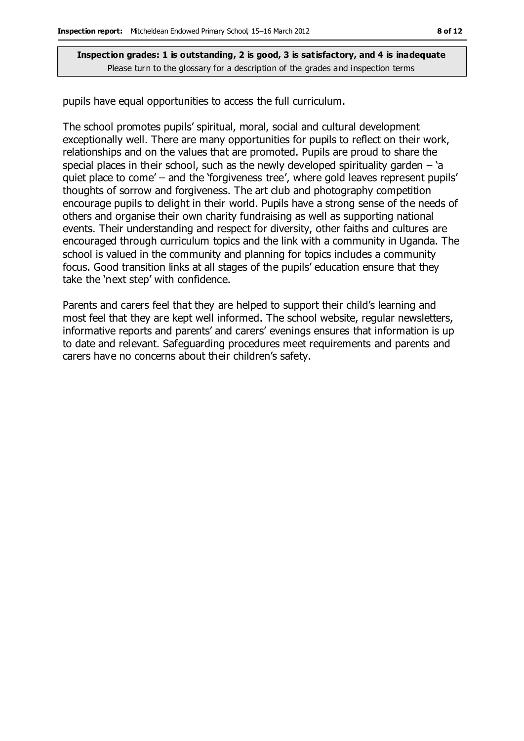pupils have equal opportunities to access the full curriculum.

The school promotes pupils' spiritual, moral, social and cultural development exceptionally well. There are many opportunities for pupils to reflect on their work, relationships and on the values that are promoted. Pupils are proud to share the special places in their school, such as the newly developed spirituality garden – 'a quiet place to come' – and the 'forgiveness tree', where gold leaves represent pupils' thoughts of sorrow and forgiveness. The art club and photography competition encourage pupils to delight in their world. Pupils have a strong sense of the needs of others and organise their own charity fundraising as well as supporting national events. Their understanding and respect for diversity, other faiths and cultures are encouraged through curriculum topics and the link with a community in Uganda. The school is valued in the community and planning for topics includes a community focus. Good transition links at all stages of the pupils' education ensure that they take the 'next step' with confidence.

Parents and carers feel that they are helped to support their child's learning and most feel that they are kept well informed. The school website, regular newsletters, informative reports and parents' and carers' evenings ensures that information is up to date and relevant. Safeguarding procedures meet requirements and parents and carers have no concerns about their children's safety.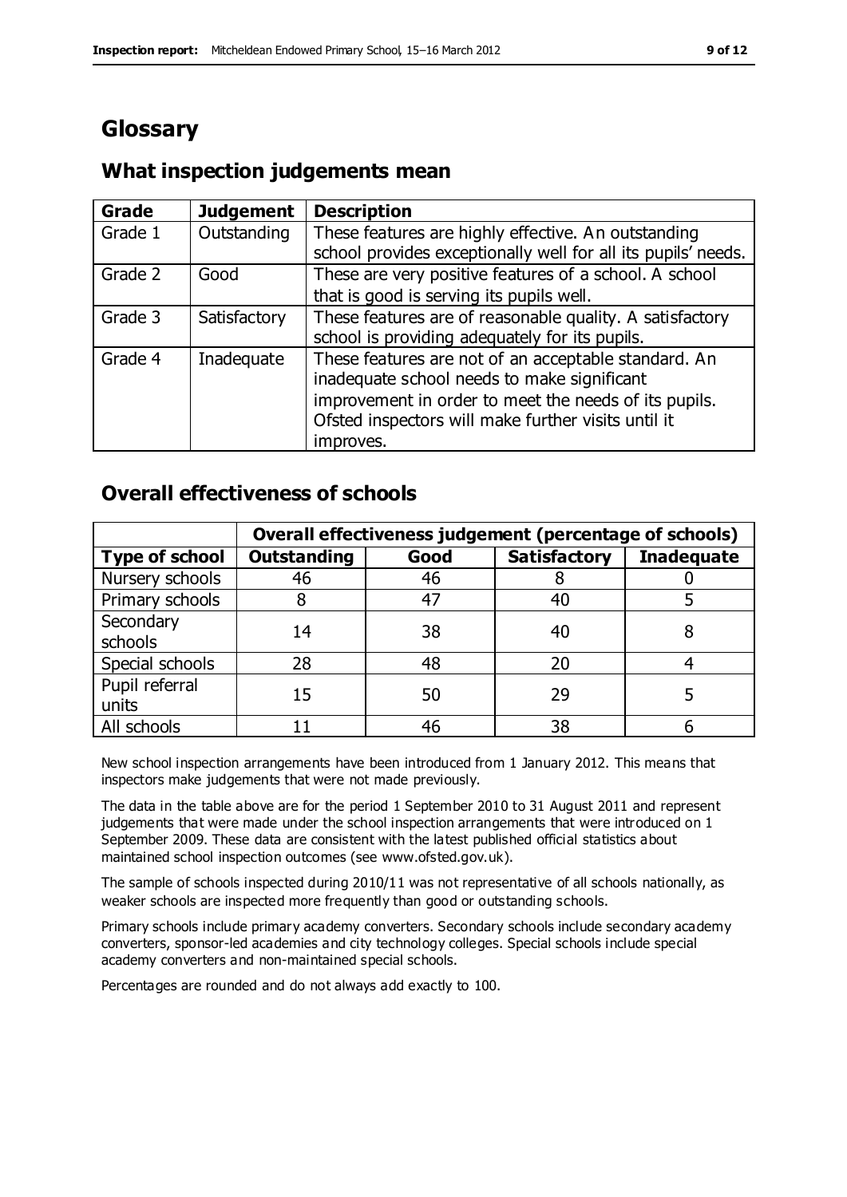# Glossary

## What inspection judgements mean

| Grade | Judgement | Description |
|---|---|---|
| Grade 1 | Outstanding | These features are highly effective. An outstanding school provides exceptionally well for all its pupils' needs. |
| Grade 2 | Good | These are very positive features of a school. A school that is good is serving its pupils well. |
| Grade 3 | Satisfactory | These features are of reasonable quality. A satisfactory school is providing adequately for its pupils. |
| Grade 4 | Inadequate | These features are not of an acceptable standard. An inadequate school needs to make significant improvement in order to meet the needs of its pupils. Ofsted inspectors will make further visits until it improves. |

## Overall effectiveness of schools

| | **Overall effectiveness judgement (percentage of schools)** | | | |
|---|---|---|---|---|
| **Type of school** | **Outstanding** | **Good** | **Satisfactory** | **Inadequate** |
| Nursery schools | 46 | 46 | 8 | 0 |
| Primary schools | 8 | 47 | 40 | 5 |
| Secondary schools | 14 | 38 | 40 | 8 |
| Special schools | 28 | 48 | 20 | 4 |
| Pupil referral units | 15 | 50 | 29 | 5 |
| All schools | 11 | 46 | 38 | 6 |

New school inspection arrangements have been introduced from 1 January 2012. This means that inspectors make judgements that were not made previously.

The data in the table above are for the period 1 September 2010 to 31 August 2011 and represent judgements that were made under the school inspection arrangements that were introduced on 1 September 2009. These data are consistent with the latest published official statistics about maintained school inspection outcomes (see www.ofsted.gov.uk).

The sample of schools inspected during 2010/11 was not representative of all schools nationally, as weaker schools are inspected more frequently than good or outstanding schools.

Primary schools include primary academy converters. Secondary schools include secondary academy converters, sponsor-led academies and city technology colleges. Special schools include special academy converters and non-maintained special schools.

Percentages are rounded and do not always add exactly to 100.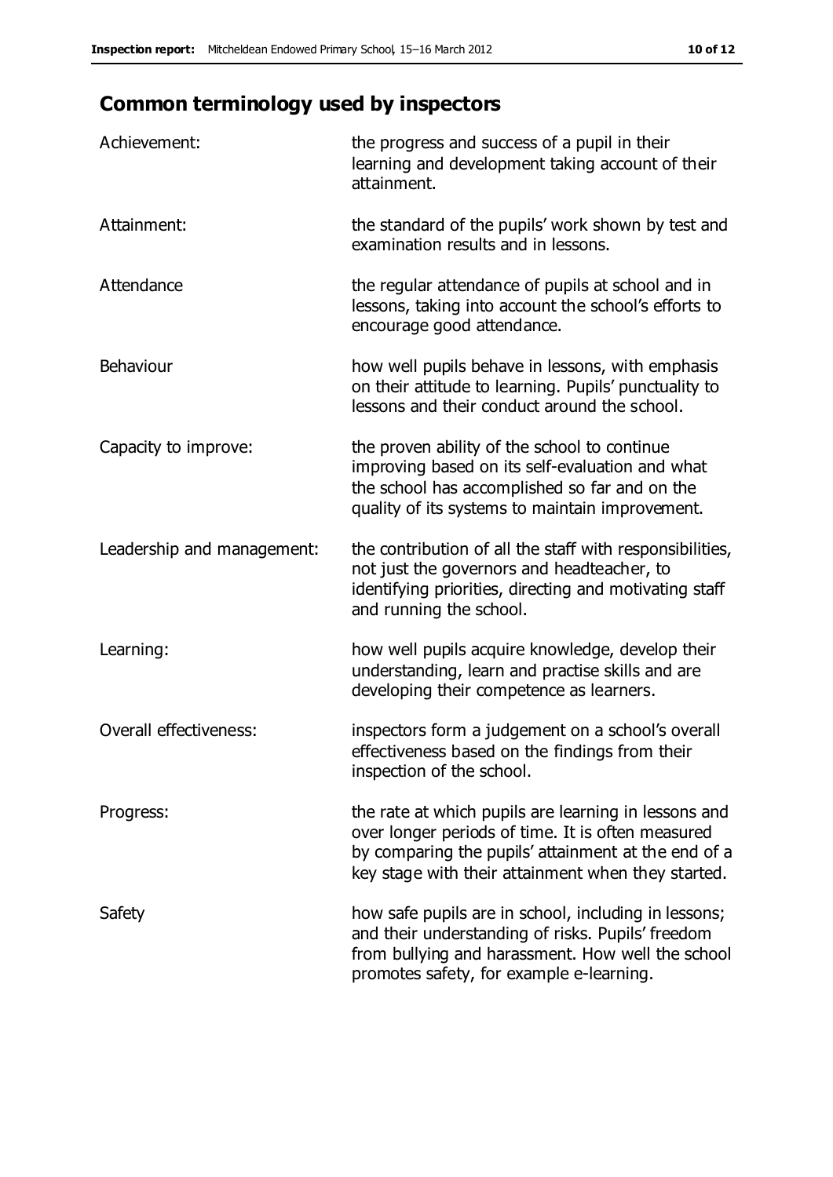## Common terminology used by inspectors

| | |
|---|---|
| Achievement: | the progress and success of a pupil in their learning and development taking account of their attainment. |
| Attainment: | the standard of the pupils' work shown by test and examination results and in lessons. |
| Attendance | the regular attendance of pupils at school and in lessons, taking into account the school's efforts to encourage good attendance. |
| Behaviour | how well pupils behave in lessons, with emphasis on their attitude to learning. Pupils' punctuality to lessons and their conduct around the school. |
| Capacity to improve: | the proven ability of the school to continue improving based on its self-evaluation and what the school has accomplished so far and on the quality of its systems to maintain improvement. |
| Leadership and management: | the contribution of all the staff with responsibilities, not just the governors and headteacher, to identifying priorities, directing and motivating staff and running the school. |
| Learning: | how well pupils acquire knowledge, develop their understanding, learn and practise skills and are developing their competence as learners. |
| Overall effectiveness: | inspectors form a judgement on a school's overall effectiveness based on the findings from their inspection of the school. |
| Progress: | the rate at which pupils are learning in lessons and over longer periods of time. It is often measured by comparing the pupils' attainment at the end of a key stage with their attainment when they started. |
| Safety | how safe pupils are in school, including in lessons; and their understanding of risks. Pupils' freedom from bullying and harassment. How well the school promotes safety, for example e-learning. |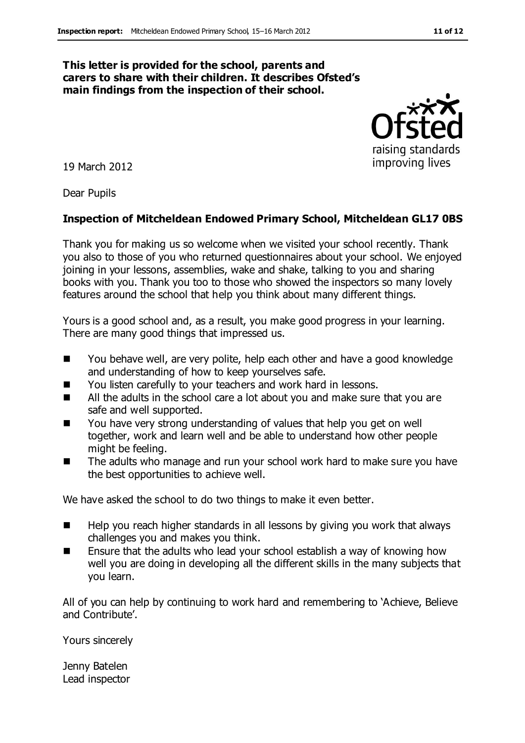**This letter is provided for the school, parents and carers to share with their children. It describes Ofsted's main findings from the inspection of their school.**

19 March 2012

Dear Pupils

**Inspection of Mitcheldean Endowed Primary School, Mitcheldean GL17 0BS**

Thank you for making us so welcome when we visited your school recently. Thank you also to those of you who returned questionnaires about your school. We enjoyed joining in your lessons, assemblies, wake and shake, talking to you and sharing books with you. Thank you too to those who showed the inspectors so many lovely features around the school that help you think about many different things.

Yours is a good school and, as a result, you make good progress in your learning. There are many good things that impressed us.

- You behave well, are very polite, help each other and have a good knowledge and understanding of how to keep yourselves safe.
- You listen carefully to your teachers and work hard in lessons.
- All the adults in the school care a lot about you and make sure that you are safe and well supported.
- You have very strong understanding of values that help you get on well together, work and learn well and be able to understand how other people might be feeling.
- The adults who manage and run your school work hard to make sure you have the best opportunities to achieve well.

We have asked the school to do two things to make it even better.

- Help you reach higher standards in all lessons by giving you work that always challenges you and makes you think.
- Ensure that the adults who lead your school establish a way of knowing how well you are doing in developing all the different skills in the many subjects that you learn.

All of you can help by continuing to work hard and remembering to 'Achieve, Believe and Contribute'.

Yours sincerely

Jenny Batelen
Lead inspector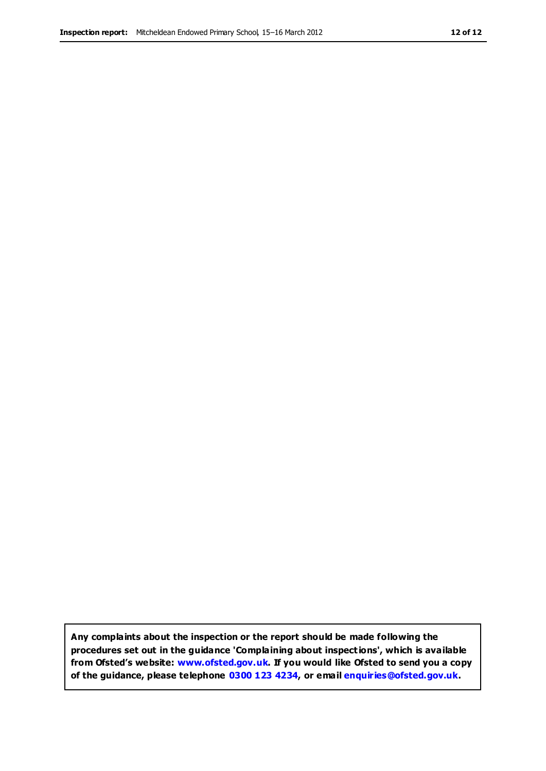**Any complaints about the inspection or the report should be made following the procedures set out in the guidance 'Complaining about inspections', which is available from Ofsted's website: www.ofsted.gov.uk. If you would like Ofsted to send you a copy of the guidance, please telephone 0300 123 4234, or email enquiries@ofsted.gov.uk.**